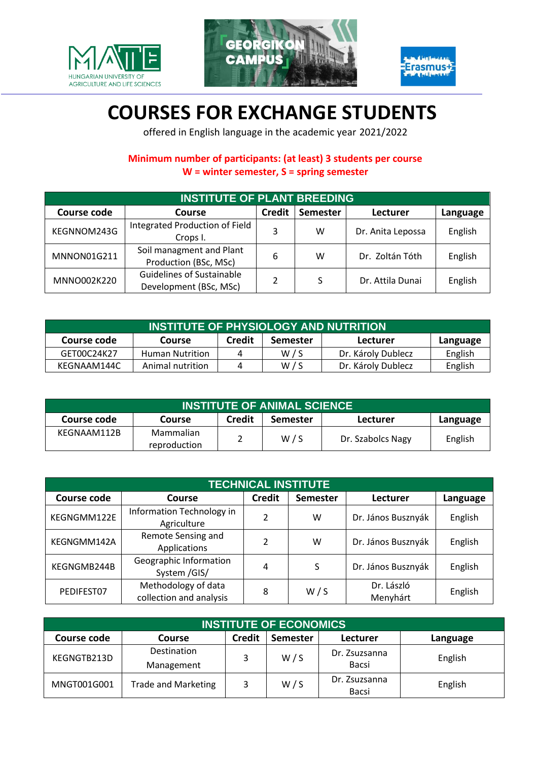# COURSES FOR EXCHANGE STUDENTS

offered in English language in the academic year 2021/2022

**Minimum number of participants: (at least) 3 students per course**
**W = winter semester, S = spring semester**

| INSTITUTE OF PLANT BREEDING | | | | | |
|---|---|---|---|---|---|
| **Course code** | **Course** | **Credit** | **Semester** | **Lecturer** | **Language** |
| KEGNNOM243G | Integrated Production of Field Crops I. | 3 | W | Dr. Anita Lepossa | English |
| MNNON01G211 | Soil managment and Plant Production (BSc, MSc) | 6 | W | Dr. Zoltán Tóth | English |
| MNNO002K220 | Guidelines of Sustainable Development (BSc, MSc) | 2 | S | Dr. Attila Dunai | English |

| INSTITUTE OF PHYSIOLOGY AND NUTRITION | | | | | |
|---|---|---|---|---|---|
| **Course code** | **Course** | **Credit** | **Semester** | **Lecturer** | **Language** |
| GET00C24K27 | Human Nutrition | 4 | W / S | Dr. Károly Dublecz | English |
| KEGNAAM144C | Animal nutrition | 4 | W / S | Dr. Károly Dublecz | English |

| INSTITUTE OF ANIMAL SCIENCE | | | | | |
|---|---|---|---|---|---|
| **Course code** | **Course** | **Credit** | **Semester** | **Lecturer** | **Language** |
| KEGNAAM112B | Mammalian reproduction | 2 | W / S | Dr. Szabolcs Nagy | English |

| TECHNICAL INSTITUTE | | | | | |
|---|---|---|---|---|---|
| **Course code** | **Course** | **Credit** | **Semester** | **Lecturer** | **Language** |
| KEGNGMM122E | Information Technology in Agriculture | 2 | W | Dr. János Busznyák | English |
| KEGNGMM142A | Remote Sensing and Applications | 2 | W | Dr. János Busznyák | English |
| KEGNGMB244B | Geographic Information System /GIS/ | 4 | S | Dr. János Busznyák | English |
| PEDIFEST07 | Methodology of data collection and analysis | 8 | W / S | Dr. László Menyhárt | English |

| INSTITUTE OF ECONOMICS | | | | | |
|---|---|---|---|---|---|
| **Course code** | **Course** | **Credit** | **Semester** | **Lecturer** | **Language** |
| KEGNGTB213D | Destination Management | 3 | W / S | Dr. Zsuzsanna Bacsi | English |
| MNGT001G001 | Trade and Marketing | 3 | W / S | Dr. Zsuzsanna Bacsi | English |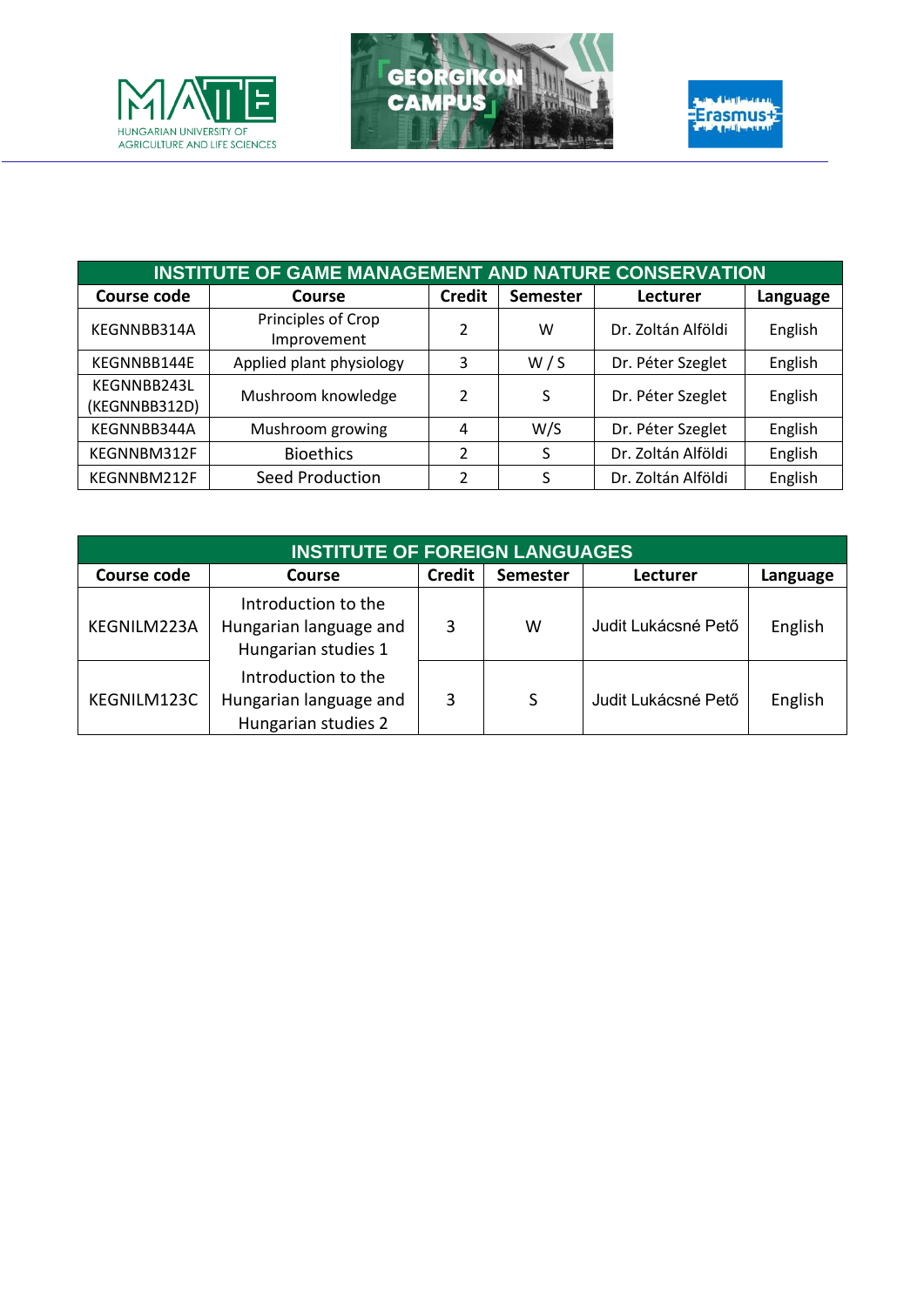| INSTITUTE OF GAME MANAGEMENT AND NATURE CONSERVATION | | | | | |
|---|---|---|---|---|---|
| **Course code** | **Course** | **Credit** | **Semester** | **Lecturer** | **Language** |
| KEGNNBB314A | Principles of Crop Improvement | 2 | W | Dr. Zoltán Alföldi | English |
| KEGNNBB144E | Applied plant physiology | 3 | W / S | Dr. Péter Szeglet | English |
| KEGNNBB243L (KEGNNBB312D) | Mushroom knowledge | 2 | S | Dr. Péter Szeglet | English |
| KEGNNBB344A | Mushroom growing | 4 | W/S | Dr. Péter Szeglet | English |
| KEGNNBM312F | Bioethics | 2 | S | Dr. Zoltán Alföldi | English |
| KEGNNBM212F | Seed Production | 2 | S | Dr. Zoltán Alföldi | English |

| INSTITUTE OF FOREIGN LANGUAGES | | | | | |
|---|---|---|---|---|---|
| **Course code** | **Course** | **Credit** | **Semester** | **Lecturer** | **Language** |
| KEGNILM223A | Introduction to the Hungarian language and Hungarian studies 1 | 3 | W | Judit Lukácsné Pető | English |
| KEGNILM123C | Introduction to the Hungarian language and Hungarian studies 2 | 3 | S | Judit Lukácsné Pető | English |